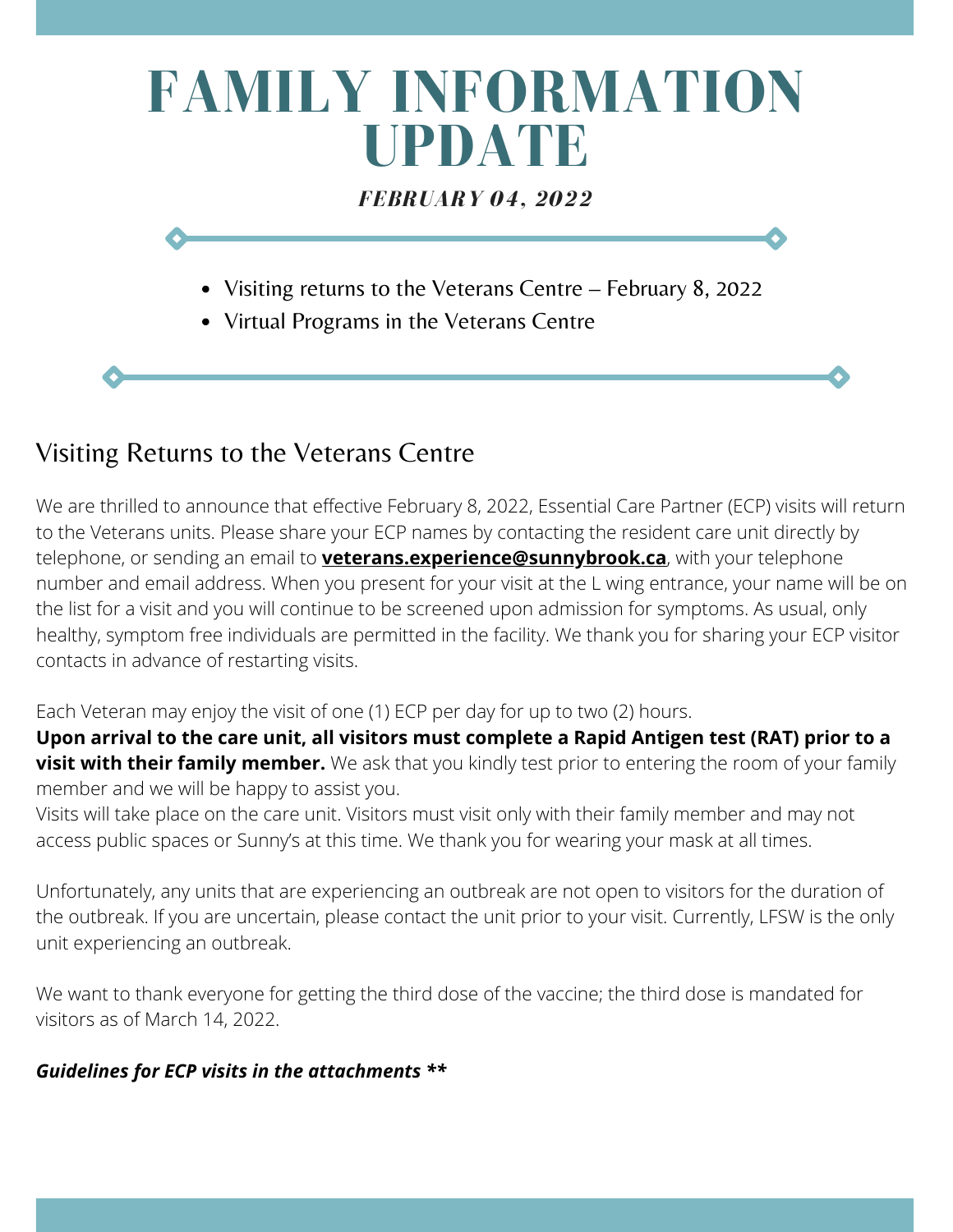# FAMILY INFORMATION UPDATE

***FEBRUARY 04, 2022***

- Visiting returns to the Veterans Centre – February 8, 2022
- Virtual Programs in the Veterans Centre

## Visiting Returns to the Veterans Centre

We are thrilled to announce that effective February 8, 2022, Essential Care Partner (ECP) visits will return to the Veterans units. Please share your ECP names by contacting the resident care unit directly by telephone, or sending an email to **veterans.experience@sunnybrook.ca**, with your telephone number and email address. When you present for your visit at the L wing entrance, your name will be on the list for a visit and you will continue to be screened upon admission for symptoms. As usual, only healthy, symptom free individuals are permitted in the facility. We thank you for sharing your ECP visitor contacts in advance of restarting visits.

Each Veteran may enjoy the visit of one (1) ECP per day for up to two (2) hours.
**Upon arrival to the care unit, all visitors must complete a Rapid Antigen test (RAT) prior to a visit with their family member.** We ask that you kindly test prior to entering the room of your family member and we will be happy to assist you.
Visits will take place on the care unit. Visitors must visit only with their family member and may not access public spaces or Sunny's at this time. We thank you for wearing your mask at all times.

Unfortunately, any units that are experiencing an outbreak are not open to visitors for the duration of the outbreak. If you are uncertain, please contact the unit prior to your visit. Currently, LFSW is the only unit experiencing an outbreak.

We want to thank everyone for getting the third dose of the vaccine; the third dose is mandated for visitors as of March 14, 2022.

***Guidelines for ECP visits in the attachments \*\****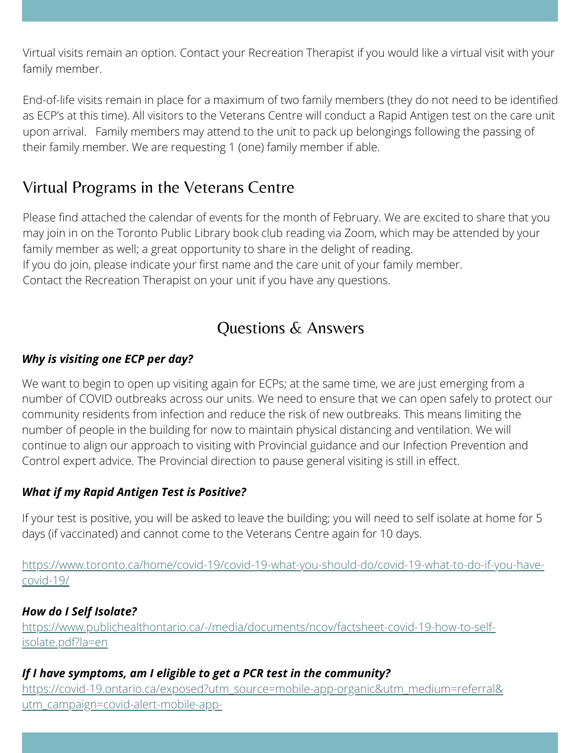Virtual visits remain an option. Contact your Recreation Therapist if you would like a virtual visit with your family member.

End-of-life visits remain in place for a maximum of two family members (they do not need to be identified as ECP's at this time). All visitors to the Veterans Centre will conduct a Rapid Antigen test on the care unit upon arrival.  Family members may attend to the unit to pack up belongings following the passing of their family member. We are requesting 1 (one) family member if able.

## Virtual Programs in the Veterans Centre

Please find attached the calendar of events for the month of February. We are excited to share that you may join in on the Toronto Public Library book club reading via Zoom, which may be attended by your family member as well; a great opportunity to share in the delight of reading.
If you do join, please indicate your first name and the care unit of your family member.
Contact the Recreation Therapist on your unit if you have any questions.

## Questions & Answers

***Why is visiting one ECP per day?***

We want to begin to open up visiting again for ECPs; at the same time, we are just emerging from a number of COVID outbreaks across our units. We need to ensure that we can open safely to protect our community residents from infection and reduce the risk of new outbreaks. This means limiting the number of people in the building for now to maintain physical distancing and ventilation. We will continue to align our approach to visiting with Provincial guidance and our Infection Prevention and Control expert advice. The Provincial direction to pause general visiting is still in effect.

***What if my Rapid Antigen Test is Positive?***

If your test is positive, you will be asked to leave the building; you will need to self isolate at home for 5 days (if vaccinated) and cannot come to the Veterans Centre again for 10 days.

https://www.toronto.ca/home/covid-19/covid-19-what-you-should-do/covid-19-what-to-do-if-you-have-covid-19/

***How do I Self Isolate?***

https://www.publichealthontario.ca/-/media/documents/ncov/factsheet-covid-19-how-to-self-isolate.pdf?la=en

***If I have symptoms, am I eligible to get a PCR test in the community?***

https://covid-19.ontario.ca/exposed?utm_source=mobile-app-organic&utm_medium=referral&utm_campaign=covid-alert-mobile-app-